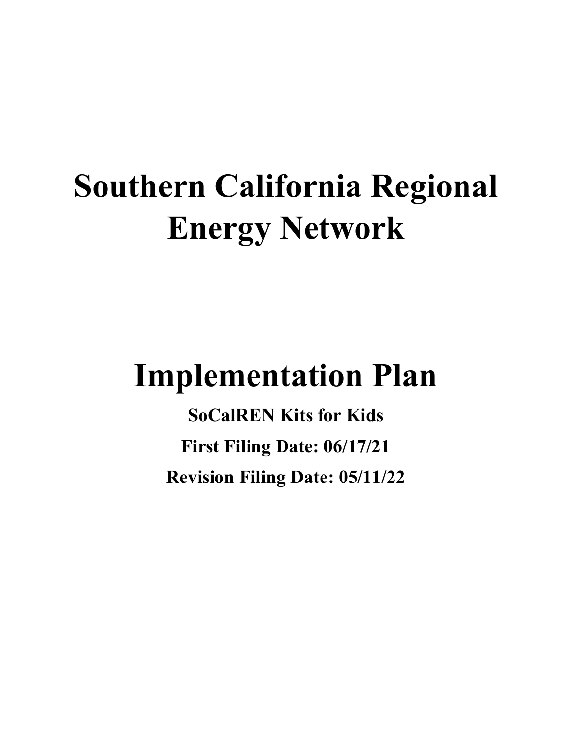# Southern California Regional Energy Network

# Implementation Plan

**SoCalREN Kits for Kids**

**First Filing Date: 06/17/21**

**Revision Filing Date: 05/11/22**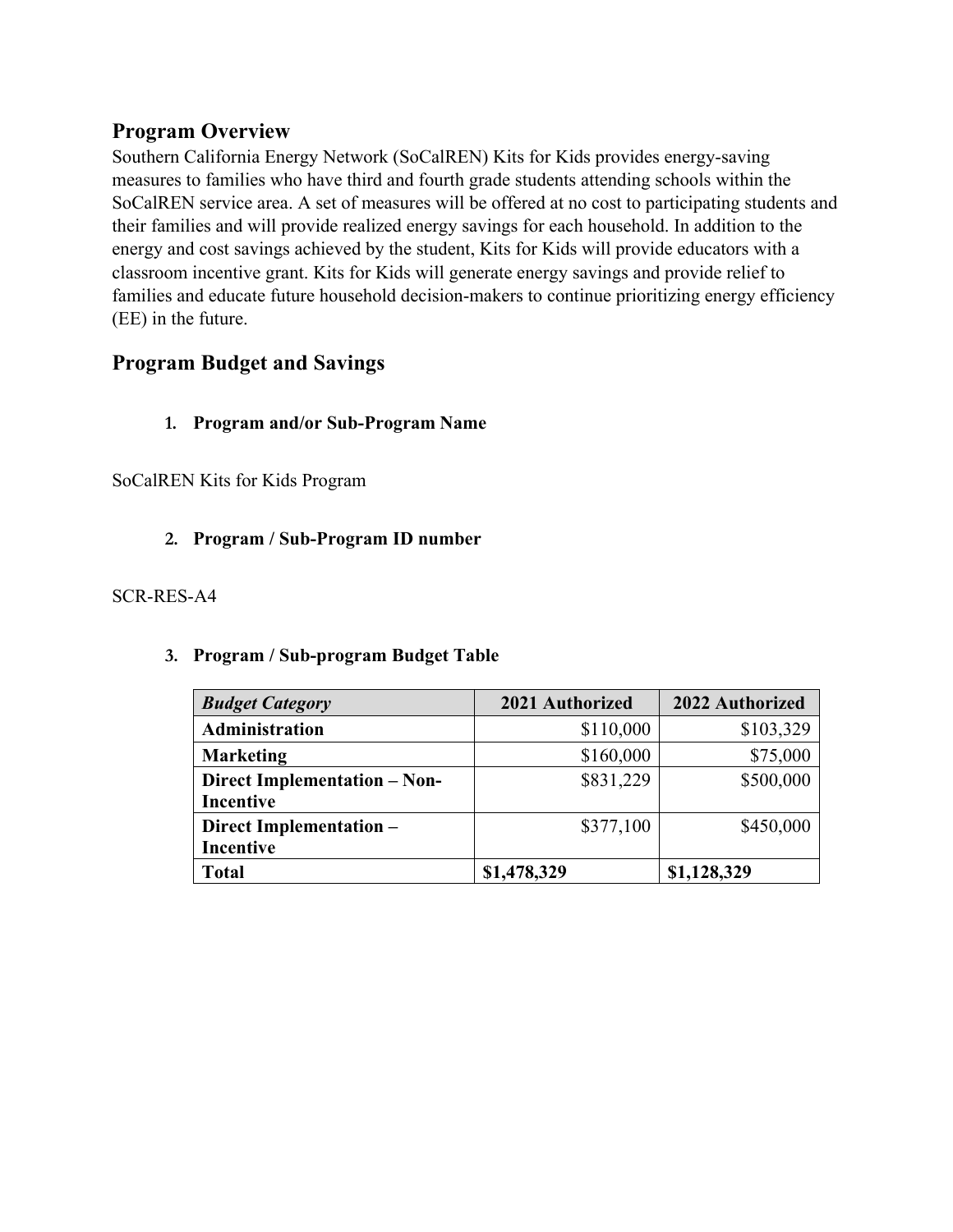## Program Overview

Southern California Energy Network (SoCalREN) Kits for Kids provides energy-saving measures to families who have third and fourth grade students attending schools within the SoCalREN service area. A set of measures will be offered at no cost to participating students and their families and will provide realized energy savings for each household. In addition to the energy and cost savings achieved by the student, Kits for Kids will provide educators with a classroom incentive grant. Kits for Kids will generate energy savings and provide relief to families and educate future household decision-makers to continue prioritizing energy efficiency (EE) in the future.

## Program Budget and Savings

1. **Program and/or Sub-Program Name**

SoCalREN Kits for Kids Program

2. **Program / Sub-Program ID number**

SCR-RES-A4

3. **Program / Sub-program Budget Table**

| ***Budget Category*** | **2021 Authorized** | **2022 Authorized** |
|---|---|---|
| **Administration** | $110,000 | $103,329 |
| **Marketing** | $160,000 | $75,000 |
| **Direct Implementation – Non-Incentive** | $831,229 | $500,000 |
| **Direct Implementation – Incentive** | $377,100 | $450,000 |
| **Total** | **$1,478,329** | **$1,128,329** |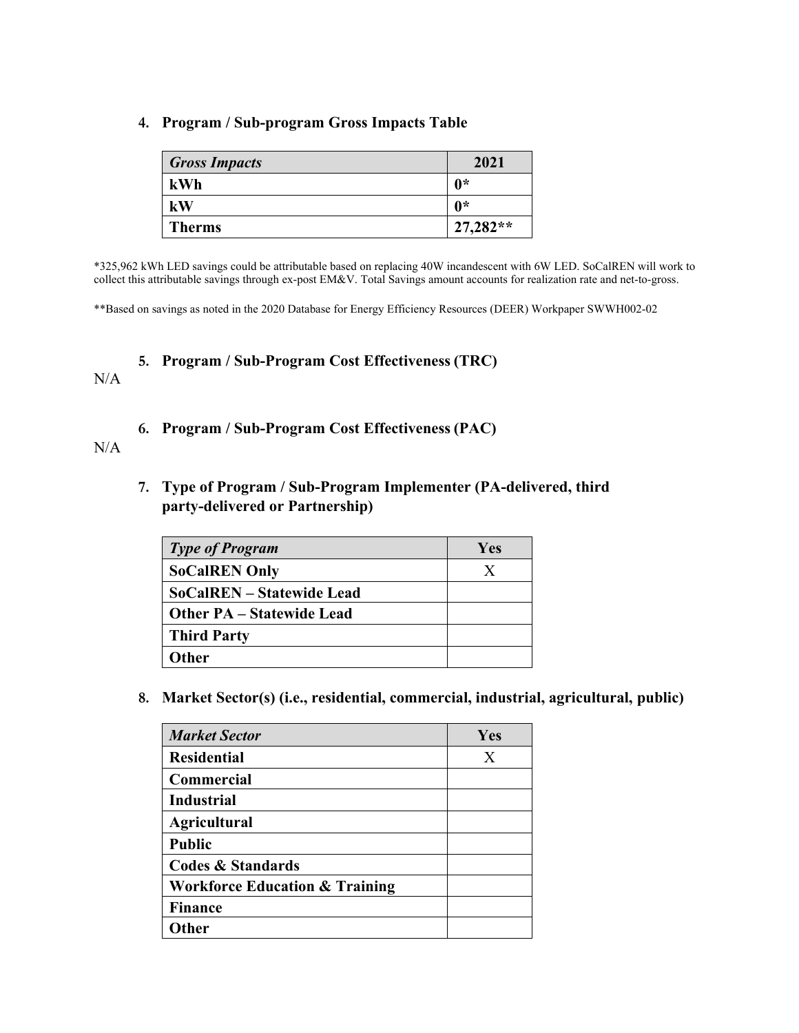## 4. Program / Sub-program Gross Impacts Table

| *Gross Impacts* | 2021 |
| --- | --- |
| **kWh** | **0*** |
| **kW** | **0*** |
| **Therms** | **27,282**** |

*325,962 kWh LED savings could be attributable based on replacing 40W incandescent with 6W LED. SoCalREN will work to collect this attributable savings through ex-post EM&V. Total Savings amount accounts for realization rate and net-to-gross.

**Based on savings as noted in the 2020 Database for Energy Efficiency Resources (DEER) Workpaper SWWH002-02

## 5. Program / Sub-Program Cost Effectiveness (TRC)

N/A

## 6. Program / Sub-Program Cost Effectiveness (PAC)

N/A

## 7. Type of Program / Sub-Program Implementer (PA-delivered, third party-delivered or Partnership)

| *Type of Program* | Yes |
| --- | --- |
| **SoCalREN Only** | X |
| **SoCalREN – Statewide Lead** | |
| **Other PA – Statewide Lead** | |
| **Third Party** | |
| **Other** | |

## 8. Market Sector(s) (i.e., residential, commercial, industrial, agricultural, public)

| *Market Sector* | Yes |
| --- | --- |
| **Residential** | X |
| **Commercial** | |
| **Industrial** | |
| **Agricultural** | |
| **Public** | |
| **Codes & Standards** | |
| **Workforce Education & Training** | |
| **Finance** | |
| **Other** | |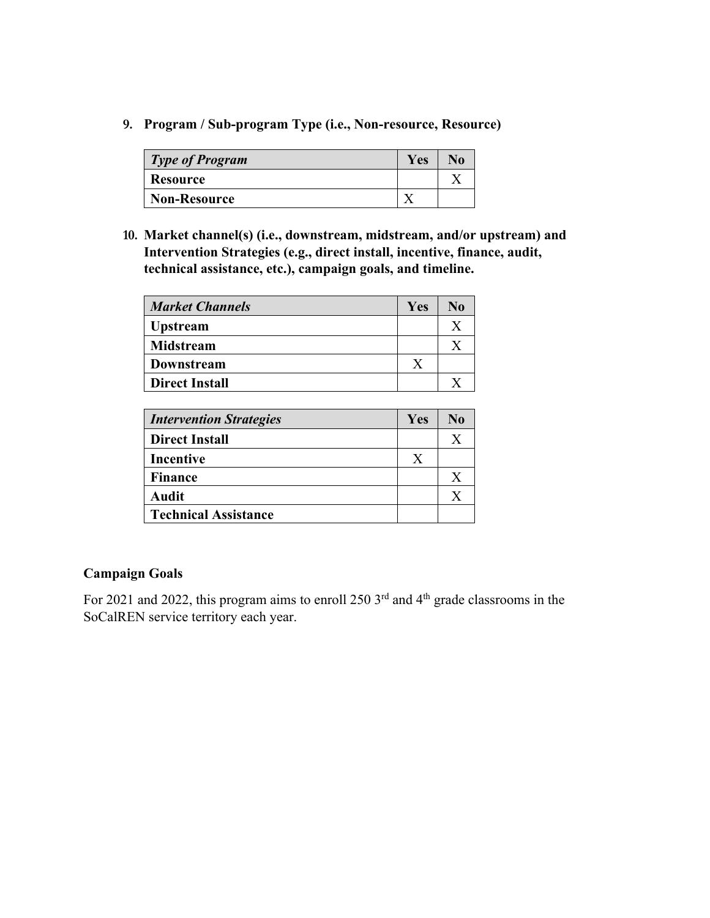9. **Program / Sub-program Type (i.e., Non-resource, Resource)**

| *Type of Program* | Yes | No |
|---|---|---|
| **Resource** | | X |
| **Non-Resource** | X | |

10. **Market channel(s) (i.e., downstream, midstream, and/or upstream) and Intervention Strategies (e.g., direct install, incentive, finance, audit, technical assistance, etc.), campaign goals, and timeline.**

| *Market Channels* | Yes | No |
|---|---|---|
| **Upstream** | | X |
| **Midstream** | | X |
| **Downstream** | X | |
| **Direct Install** | | X |

| *Intervention Strategies* | Yes | No |
|---|---|---|
| **Direct Install** | | X |
| **Incentive** | X | |
| **Finance** | | X |
| **Audit** | | X |
| **Technical Assistance** | | |

**Campaign Goals**

For 2021 and 2022, this program aims to enroll 250 3rd and 4th grade classrooms in the SoCalREN service territory each year.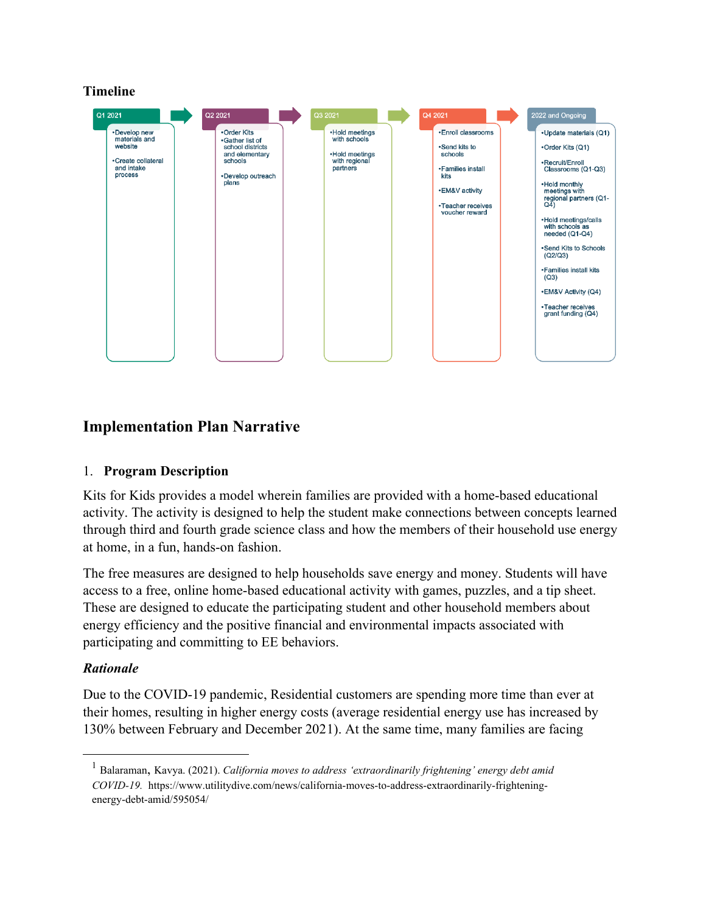**Timeline**

Q1 2021
- Develop new materials and website
- Create collateral and intake process

Q2 2021
- Order Kits
- Gather list of school districts and elementary schools
- Develop outreach plans

Q3 2021
- Hold meetings with schools
- Hold meetings with regional partners

Q4 2021
- Enroll classrooms
- Send kits to schools
- Families install kits
- EM&V activity
- Teacher receives voucher reward

2022 and Ongoing
- Update materials (Q1)
- Order Kits (Q1)
- Recruit/Enroll Classrooms (Q1-Q3)
- Hold monthly meetings with regional partners (Q1-Q4)
- Hold meetings/calls with schools as needed (Q1-Q4)
- Send Kits to Schools (Q2/Q3)
- Families install kits (Q3)
- EM&V Activity (Q4)
- Teacher receives grant funding (Q4)

## Implementation Plan Narrative

### 1. Program Description

Kits for Kids provides a model wherein families are provided with a home-based educational activity. The activity is designed to help the student make connections between concepts learned through third and fourth grade science class and how the members of their household use energy at home, in a fun, hands-on fashion.

The free measures are designed to help households save energy and money. Students will have access to a free, online home-based educational activity with games, puzzles, and a tip sheet. These are designed to educate the participating student and other household members about energy efficiency and the positive financial and environmental impacts associated with participating and committing to EE behaviors.

***Rationale***

Due to the COVID-19 pandemic, Residential customers are spending more time than ever at their homes, resulting in higher energy costs (average residential energy use has increased by 130% between February and December 2021). At the same time, many families are facing

[1] Balaraman, Kavya. (2021). *California moves to address 'extraordinarily frightening' energy debt amid COVID-19.* https://www.utilitydive.com/news/california-moves-to-address-extraordinarily-frightening-energy-debt-amid/595054/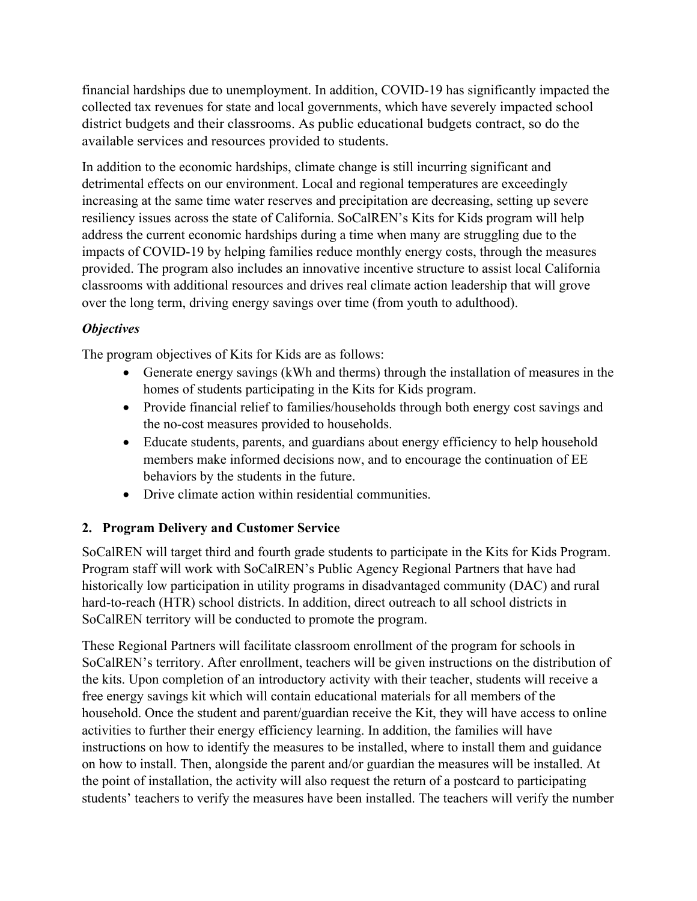financial hardships due to unemployment. In addition, COVID-19 has significantly impacted the collected tax revenues for state and local governments, which have severely impacted school district budgets and their classrooms. As public educational budgets contract, so do the available services and resources provided to students.

In addition to the economic hardships, climate change is still incurring significant and detrimental effects on our environment. Local and regional temperatures are exceedingly increasing at the same time water reserves and precipitation are decreasing, setting up severe resiliency issues across the state of California. SoCalREN's Kits for Kids program will help address the current economic hardships during a time when many are struggling due to the impacts of COVID-19 by helping families reduce monthly energy costs, through the measures provided. The program also includes an innovative incentive structure to assist local California classrooms with additional resources and drives real climate action leadership that will grove over the long term, driving energy savings over time (from youth to adulthood).

***Objectives***

The program objectives of Kits for Kids are as follows:

- Generate energy savings (kWh and therms) through the installation of measures in the homes of students participating in the Kits for Kids program.
- Provide financial relief to families/households through both energy cost savings and the no-cost measures provided to households.
- Educate students, parents, and guardians about energy efficiency to help household members make informed decisions now, and to encourage the continuation of EE behaviors by the students in the future.
- Drive climate action within residential communities.

## 2. Program Delivery and Customer Service

SoCalREN will target third and fourth grade students to participate in the Kits for Kids Program. Program staff will work with SoCalREN's Public Agency Regional Partners that have had historically low participation in utility programs in disadvantaged community (DAC) and rural hard-to-reach (HTR) school districts. In addition, direct outreach to all school districts in SoCalREN territory will be conducted to promote the program.

These Regional Partners will facilitate classroom enrollment of the program for schools in SoCalREN's territory. After enrollment, teachers will be given instructions on the distribution of the kits. Upon completion of an introductory activity with their teacher, students will receive a free energy savings kit which will contain educational materials for all members of the household. Once the student and parent/guardian receive the Kit, they will have access to online activities to further their energy efficiency learning. In addition, the families will have instructions on how to identify the measures to be installed, where to install them and guidance on how to install. Then, alongside the parent and/or guardian the measures will be installed. At the point of installation, the activity will also request the return of a postcard to participating students' teachers to verify the measures have been installed. The teachers will verify the number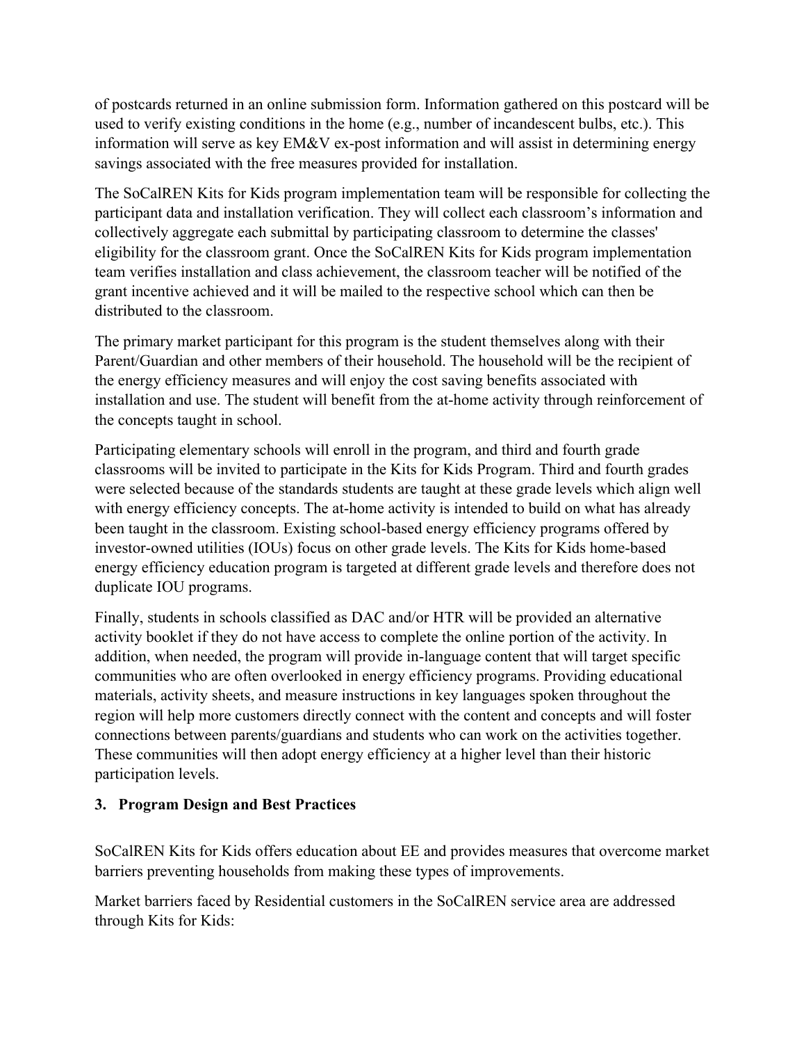of postcards returned in an online submission form. Information gathered on this postcard will be used to verify existing conditions in the home (e.g., number of incandescent bulbs, etc.). This information will serve as key EM&V ex-post information and will assist in determining energy savings associated with the free measures provided for installation.

The SoCalREN Kits for Kids program implementation team will be responsible for collecting the participant data and installation verification. They will collect each classroom's information and collectively aggregate each submittal by participating classroom to determine the classes' eligibility for the classroom grant. Once the SoCalREN Kits for Kids program implementation team verifies installation and class achievement, the classroom teacher will be notified of the grant incentive achieved and it will be mailed to the respective school which can then be distributed to the classroom.

The primary market participant for this program is the student themselves along with their Parent/Guardian and other members of their household. The household will be the recipient of the energy efficiency measures and will enjoy the cost saving benefits associated with installation and use. The student will benefit from the at-home activity through reinforcement of the concepts taught in school.

Participating elementary schools will enroll in the program, and third and fourth grade classrooms will be invited to participate in the Kits for Kids Program. Third and fourth grades were selected because of the standards students are taught at these grade levels which align well with energy efficiency concepts. The at-home activity is intended to build on what has already been taught in the classroom. Existing school-based energy efficiency programs offered by investor-owned utilities (IOUs) focus on other grade levels. The Kits for Kids home-based energy efficiency education program is targeted at different grade levels and therefore does not duplicate IOU programs.

Finally, students in schools classified as DAC and/or HTR will be provided an alternative activity booklet if they do not have access to complete the online portion of the activity. In addition, when needed, the program will provide in-language content that will target specific communities who are often overlooked in energy efficiency programs. Providing educational materials, activity sheets, and measure instructions in key languages spoken throughout the region will help more customers directly connect with the content and concepts and will foster connections between parents/guardians and students who can work on the activities together. These communities will then adopt energy efficiency at a higher level than their historic participation levels.

## 3. Program Design and Best Practices

SoCalREN Kits for Kids offers education about EE and provides measures that overcome market barriers preventing households from making these types of improvements.

Market barriers faced by Residential customers in the SoCalREN service area are addressed through Kits for Kids: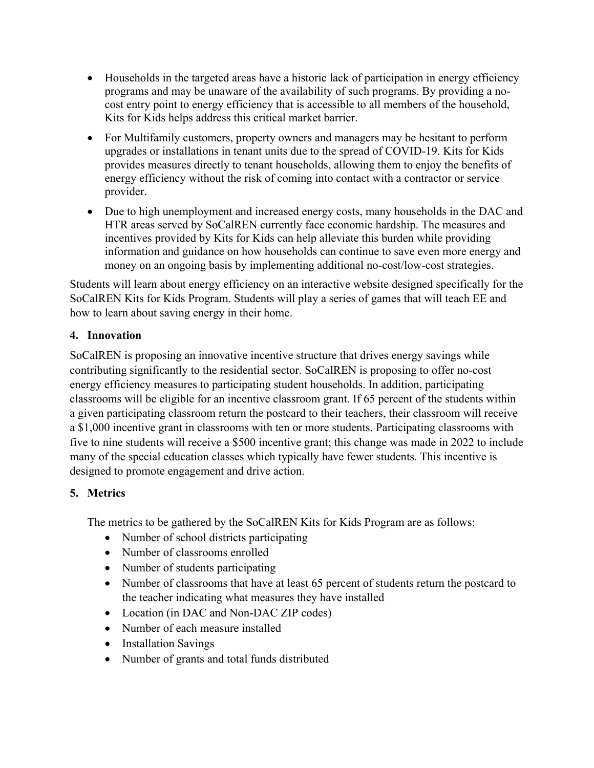- Households in the targeted areas have a historic lack of participation in energy efficiency programs and may be unaware of the availability of such programs. By providing a no-cost entry point to energy efficiency that is accessible to all members of the household, Kits for Kids helps address this critical market barrier.
- For Multifamily customers, property owners and managers may be hesitant to perform upgrades or installations in tenant units due to the spread of COVID-19. Kits for Kids provides measures directly to tenant households, allowing them to enjoy the benefits of energy efficiency without the risk of coming into contact with a contractor or service provider.
- Due to high unemployment and increased energy costs, many households in the DAC and HTR areas served by SoCalREN currently face economic hardship. The measures and incentives provided by Kits for Kids can help alleviate this burden while providing information and guidance on how households can continue to save even more energy and money on an ongoing basis by implementing additional no-cost/low-cost strategies.

Students will learn about energy efficiency on an interactive website designed specifically for the SoCalREN Kits for Kids Program. Students will play a series of games that will teach EE and how to learn about saving energy in their home.

## 4. Innovation

SoCalREN is proposing an innovative incentive structure that drives energy savings while contributing significantly to the residential sector. SoCalREN is proposing to offer no-cost energy efficiency measures to participating student households. In addition, participating classrooms will be eligible for an incentive classroom grant. If 65 percent of the students within a given participating classroom return the postcard to their teachers, their classroom will receive a $1,000 incentive grant in classrooms with ten or more students. Participating classrooms with five to nine students will receive a $500 incentive grant; this change was made in 2022 to include many of the special education classes which typically have fewer students. This incentive is designed to promote engagement and drive action.

## 5. Metrics

The metrics to be gathered by the SoCalREN Kits for Kids Program are as follows:

- Number of school districts participating
- Number of classrooms enrolled
- Number of students participating
- Number of classrooms that have at least 65 percent of students return the postcard to the teacher indicating what measures they have installed
- Location (in DAC and Non-DAC ZIP codes)
- Number of each measure installed
- Installation Savings
- Number of grants and total funds distributed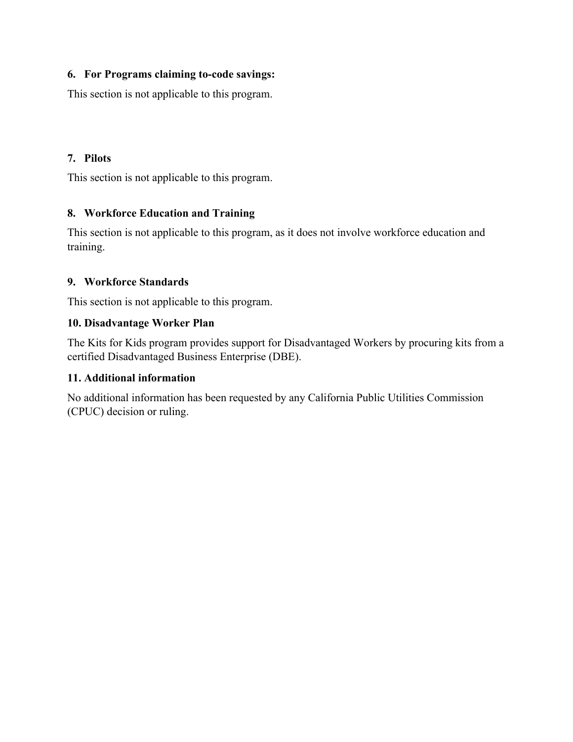### 6. For Programs claiming to-code savings:

This section is not applicable to this program.

### 7. Pilots

This section is not applicable to this program.

### 8. Workforce Education and Training

This section is not applicable to this program, as it does not involve workforce education and training.

### 9. Workforce Standards

This section is not applicable to this program.

### 10. Disadvantage Worker Plan

The Kits for Kids program provides support for Disadvantaged Workers by procuring kits from a certified Disadvantaged Business Enterprise (DBE).

### 11. Additional information

No additional information has been requested by any California Public Utilities Commission (CPUC) decision or ruling.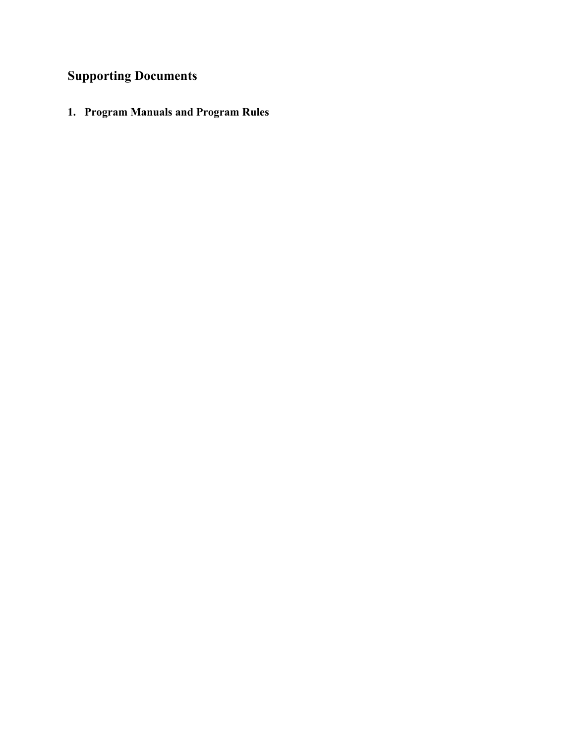## Supporting Documents

### 1. Program Manuals and Program Rules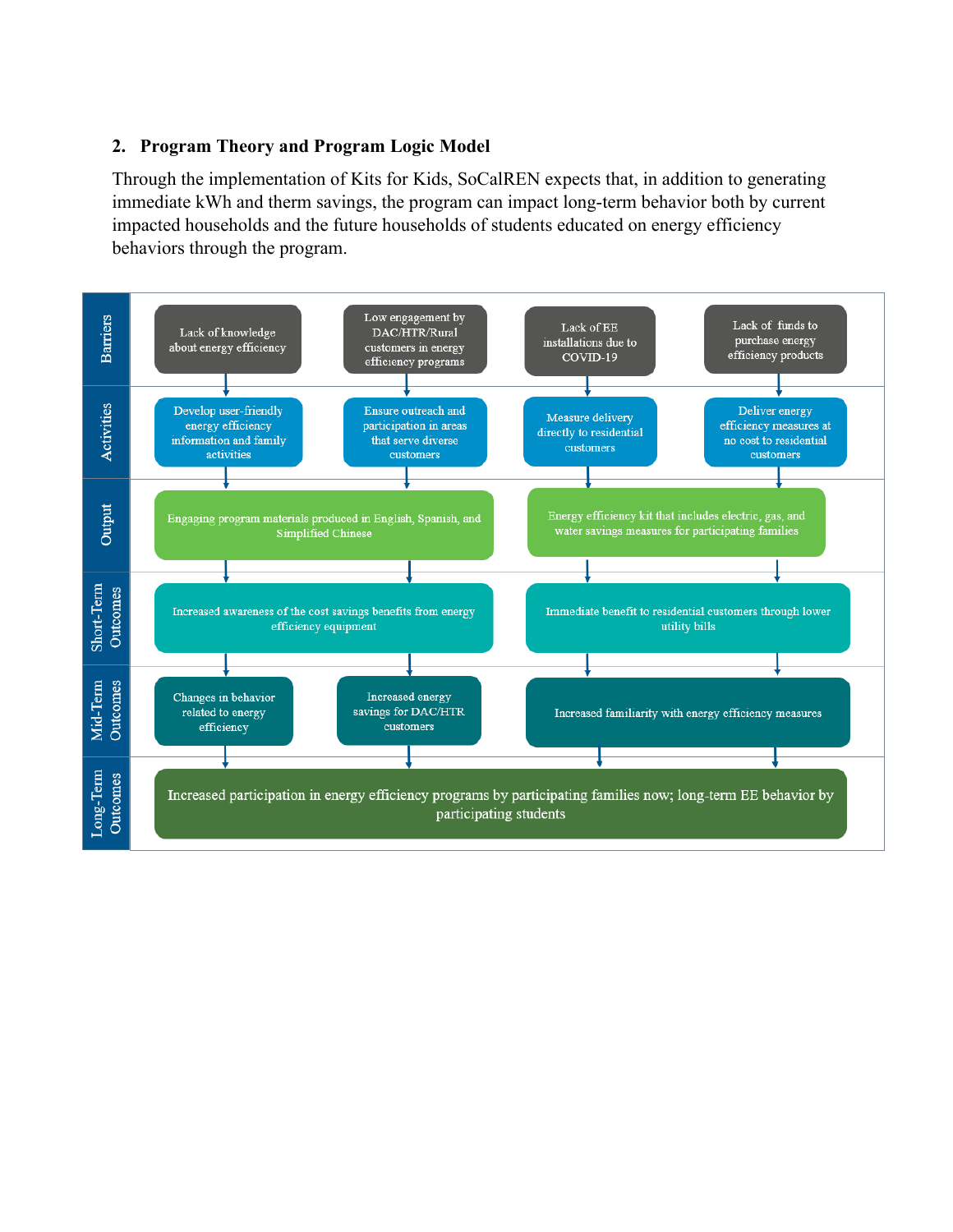## 2. Program Theory and Program Logic Model

Through the implementation of Kits for Kids, SoCalREN expects that, in addition to generating immediate kWh and therm savings, the program can impact long-term behavior both by current impacted households and the future households of students educated on energy efficiency behaviors through the program.

Barriers

Lack of knowledge about energy efficiency

Low engagement by DAC/HTR/Rural customers in energy efficiency programs

Lack of EE installations due to COVID-19

Lack of funds to purchase energy efficiency products

Activities

Develop user-friendly energy efficiency information and family activities

Ensure outreach and participation in areas that serve diverse customers

Measure delivery directly to residential customers

Deliver energy efficiency measures at no cost to residential customers

Output

Engaging program materials produced in English, Spanish, and Simplified Chinese

Energy efficiency kit that includes electric, gas, and water savings measures for participating families

Short-Term Outcomes

Increased awareness of the cost savings benefits from energy efficiency equipment

Immediate benefit to residential customers through lower utility bills

Mid-Term Outcomes

Changes in behavior related to energy efficiency

Increased energy savings for DAC/HTR customers

Increased familiarity with energy efficiency measures

Long-Term Outcomes

Increased participation in energy efficiency programs by participating families now; long-term EE behavior by participating students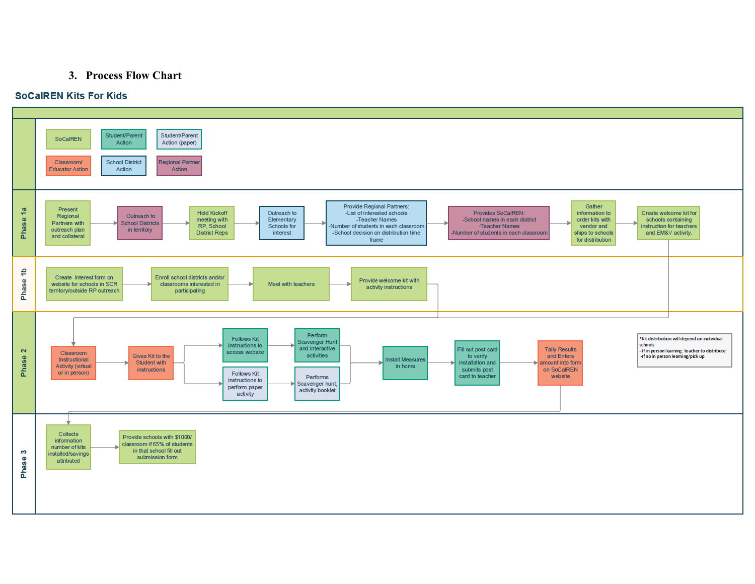## 3. Process Flow Chart

### SoCalREN Kits For Kids

SoCalREN

Student/Parent Action

Student/Parent Action (paper)

Classroom/ Educator Action

School District Action

Regional Partner Action

Phase 1a

Present Regional Partners with outreach plan and collateral

Outreach to School Districts in territory

Hold Kickoff meeting with RP, School District Reps

Outreach to Elementary Schools for interest

Provide Regional Partners:
-List of interested schools
-Teacher Names
-Number of students in each classroom
-School decision on distribution time frame

Provides SoCalREN:
-School names in each district
-Teacher Names
-Number of students in each classroom

Gather information to order kits with vendor and ships to schools for distribution

Create welcome kit for schools containing instruction for teachers and EM&V activity.

Phase 1b

Create interest form on website for schools in SCR territory/outside RP outreach

Enroll school districts and/or classrooms interested in participating

Meet with teachers

Provide welcome kit with activity instructions

Phase 2

Classroom Instructional Activity (virtual or in person)

Gives Kit to the Student with instructions

Follows Kit instructions to access website

Follows Kit instructions to perform paper activity

Perform Scavenger Hunt and interactive activities

Performs Scavenger hunt, activity booklet

Install Measures in home

Fill out post card to verify installation and submits post card to teacher

Tally Results and Enters amount into form on SoCalREN website

*Kit distribution will depend on individual schools
- If in person learning: teacher to distribute
- If no in person learning/pick up

Phase 3

Collects information number of kits installed/savings attributed

Provide schools with $1000/ classroom if 65% of students in that school fill out submission form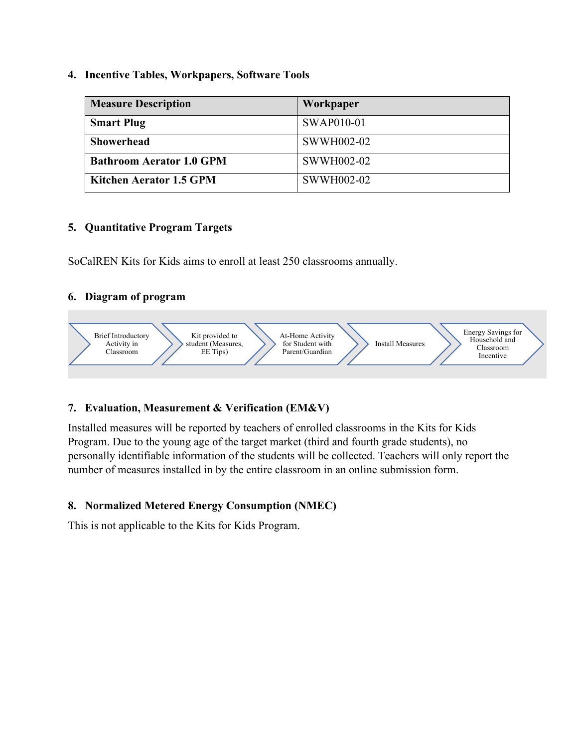## 4. Incentive Tables, Workpapers, Software Tools

| Measure Description | Workpaper |
|---|---|
| **Smart Plug** | SWAP010-01 |
| **Showerhead** | SWWH002-02 |
| **Bathroom Aerator 1.0 GPM** | SWWH002-02 |
| **Kitchen Aerator 1.5 GPM** | SWWH002-02 |

## 5. Quantitative Program Targets

SoCalREN Kits for Kids aims to enroll at least 250 classrooms annually.

## 6. Diagram of program

Brief Introductory Activity in Classroom → Kit provided to student (Measures, EE Tips) → At-Home Activity for Student with Parent/Guardian → Install Measures → Energy Savings for Household and Classroom Incentive

## 7. Evaluation, Measurement & Verification (EM&V)

Installed measures will be reported by teachers of enrolled classrooms in the Kits for Kids Program. Due to the young age of the target market (third and fourth grade students), no personally identifiable information of the students will be collected. Teachers will only report the number of measures installed in by the entire classroom in an online submission form.

## 8. Normalized Metered Energy Consumption (NMEC)

This is not applicable to the Kits for Kids Program.